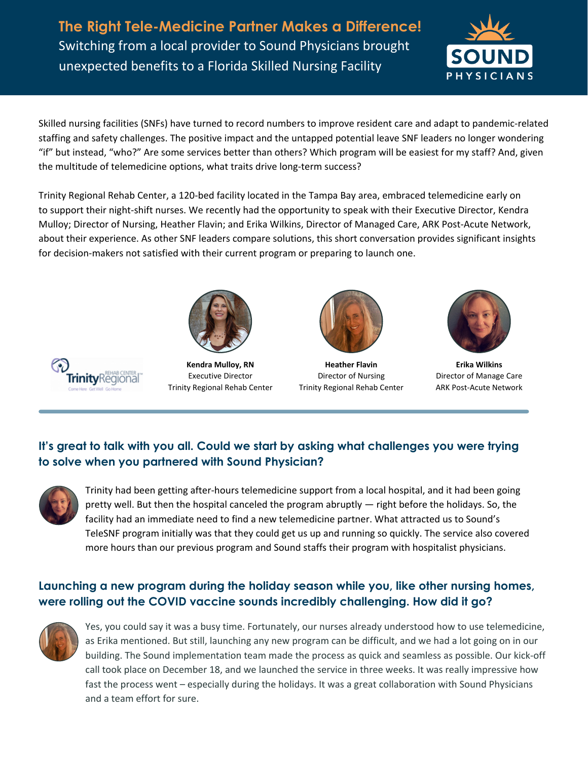# The Right Tele-Medicine Partner Makes a Difference!

Switching from a local provider to Sound Physicians brought unexpected benefits to a Florida Skilled Nursing Facility

SOUND PHYSICIANS

Skilled nursing facilities (SNFs) have turned to record numbers to improve resident care and adapt to pandemic-related staffing and safety challenges. The positive impact and the untapped potential leave SNF leaders no longer wondering "if" but instead, "who?" Are some services better than others? Which program will be easiest for my staff? And, given the multitude of telemedicine options, what traits drive long-term success?

Trinity Regional Rehab Center, a 120-bed facility located in the Tampa Bay area, embraced telemedicine early on to support their night-shift nurses. We recently had the opportunity to speak with their Executive Director, Kendra Mulloy; Director of Nursing, Heather Flavin; and Erika Wilkins, Director of Managed Care, ARK Post-Acute Network, about their experience. As other SNF leaders compare solutions, this short conversation provides significant insights for decision-makers not satisfied with their current program or preparing to launch one.

TrinityRegional REHAB CENTER – Come Here Get Well Go Home

**Kendra Mulloy, RN**
Executive Director
Trinity Regional Rehab Center

**Heather Flavin**
Director of Nursing
Trinity Regional Rehab Center

**Erika Wilkins**
Director of Manage Care
ARK Post-Acute Network

## It's great to talk with you all. Could we start by asking what challenges you were trying to solve when you partnered with Sound Physician?

Trinity had been getting after-hours telemedicine support from a local hospital, and it had been going pretty well. But then the hospital canceled the program abruptly — right before the holidays. So, the facility had an immediate need to find a new telemedicine partner. What attracted us to Sound's TeleSNF program initially was that they could get us up and running so quickly. The service also covered more hours than our previous program and Sound staffs their program with hospitalist physicians.

## Launching a new program during the holiday season while you, like other nursing homes, were rolling out the COVID vaccine sounds incredibly challenging. How did it go?

Yes, you could say it was a busy time. Fortunately, our nurses already understood how to use telemedicine, as Erika mentioned. But still, launching any new program can be difficult, and we had a lot going on in our building. The Sound implementation team made the process as quick and seamless as possible. Our kick-off call took place on December 18, and we launched the service in three weeks. It was really impressive how fast the process went – especially during the holidays. It was a great collaboration with Sound Physicians and a team effort for sure.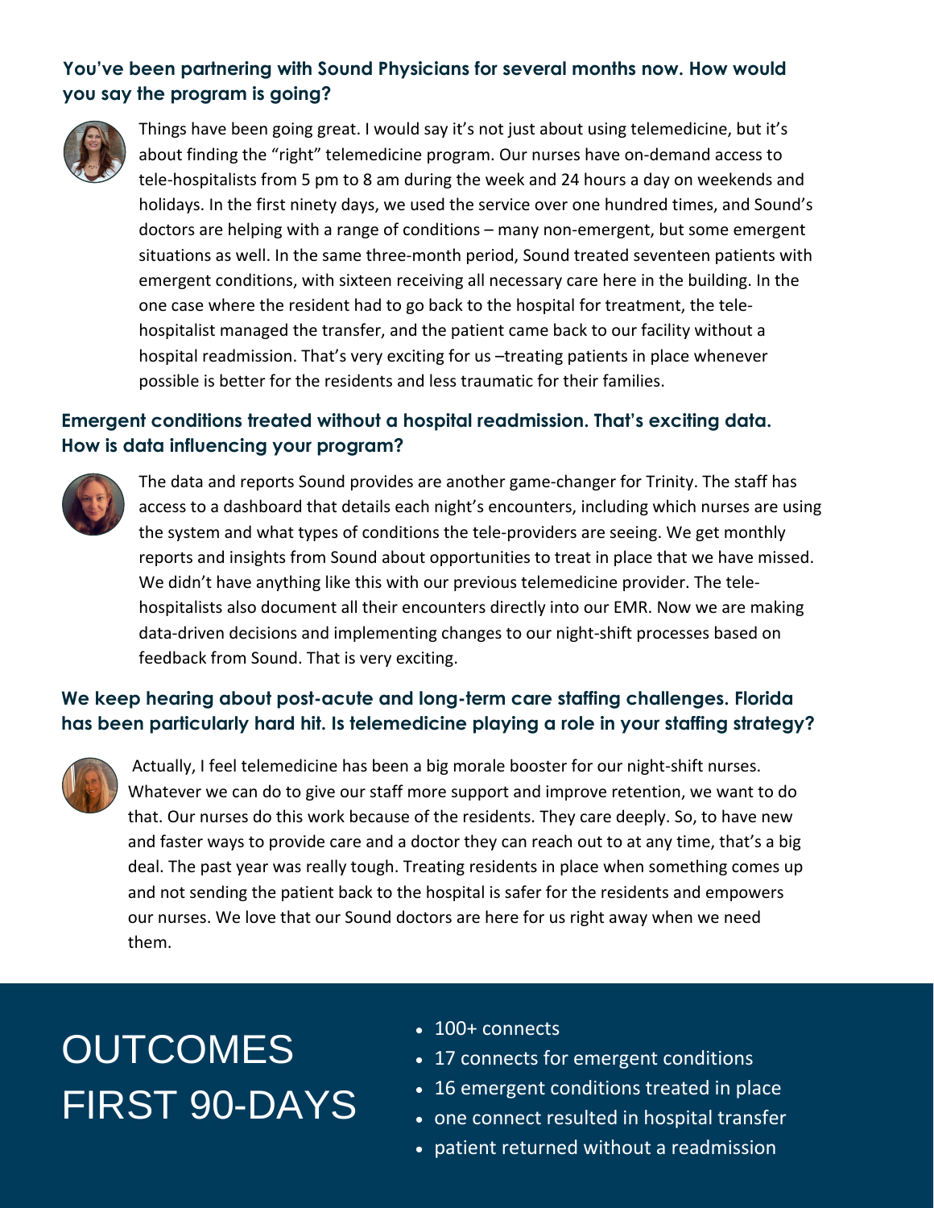**You've been partnering with Sound Physicians for several months now. How would you say the program is going?**

Things have been going great. I would say it's not just about using telemedicine, but it's about finding the "right" telemedicine program. Our nurses have on-demand access to tele-hospitalists from 5 pm to 8 am during the week and 24 hours a day on weekends and holidays. In the first ninety days, we used the service over one hundred times, and Sound's doctors are helping with a range of conditions – many non-emergent, but some emergent situations as well. In the same three-month period, Sound treated seventeen patients with emergent conditions, with sixteen receiving all necessary care here in the building. In the one case where the resident had to go back to the hospital for treatment, the tele-hospitalist managed the transfer, and the patient came back to our facility without a hospital readmission. That's very exciting for us –treating patients in place whenever possible is better for the residents and less traumatic for their families.

**Emergent conditions treated without a hospital readmission. That's exciting data. How is data influencing your program?**

The data and reports Sound provides are another game-changer for Trinity. The staff has access to a dashboard that details each night's encounters, including which nurses are using the system and what types of conditions the tele-providers are seeing. We get monthly reports and insights from Sound about opportunities to treat in place that we have missed. We didn't have anything like this with our previous telemedicine provider. The tele-hospitalists also document all their encounters directly into our EMR. Now we are making data-driven decisions and implementing changes to our night-shift processes based on feedback from Sound. That is very exciting.

**We keep hearing about post-acute and long-term care staffing challenges. Florida has been particularly hard hit. Is telemedicine playing a role in your staffing strategy?**

Actually, I feel telemedicine has been a big morale booster for our night-shift nurses. Whatever we can do to give our staff more support and improve retention, we want to do that. Our nurses do this work because of the residents. They care deeply. So, to have new and faster ways to provide care and a doctor they can reach out to at any time, that's a big deal. The past year was really tough. Treating residents in place when something comes up and not sending the patient back to the hospital is safer for the residents and empowers our nurses. We love that our Sound doctors are here for us right away when we need them.

## OUTCOMES FIRST 90-DAYS

- 100+ connects
- 17 connects for emergent conditions
- 16 emergent conditions treated in place
- one connect resulted in hospital transfer
- patient returned without a readmission